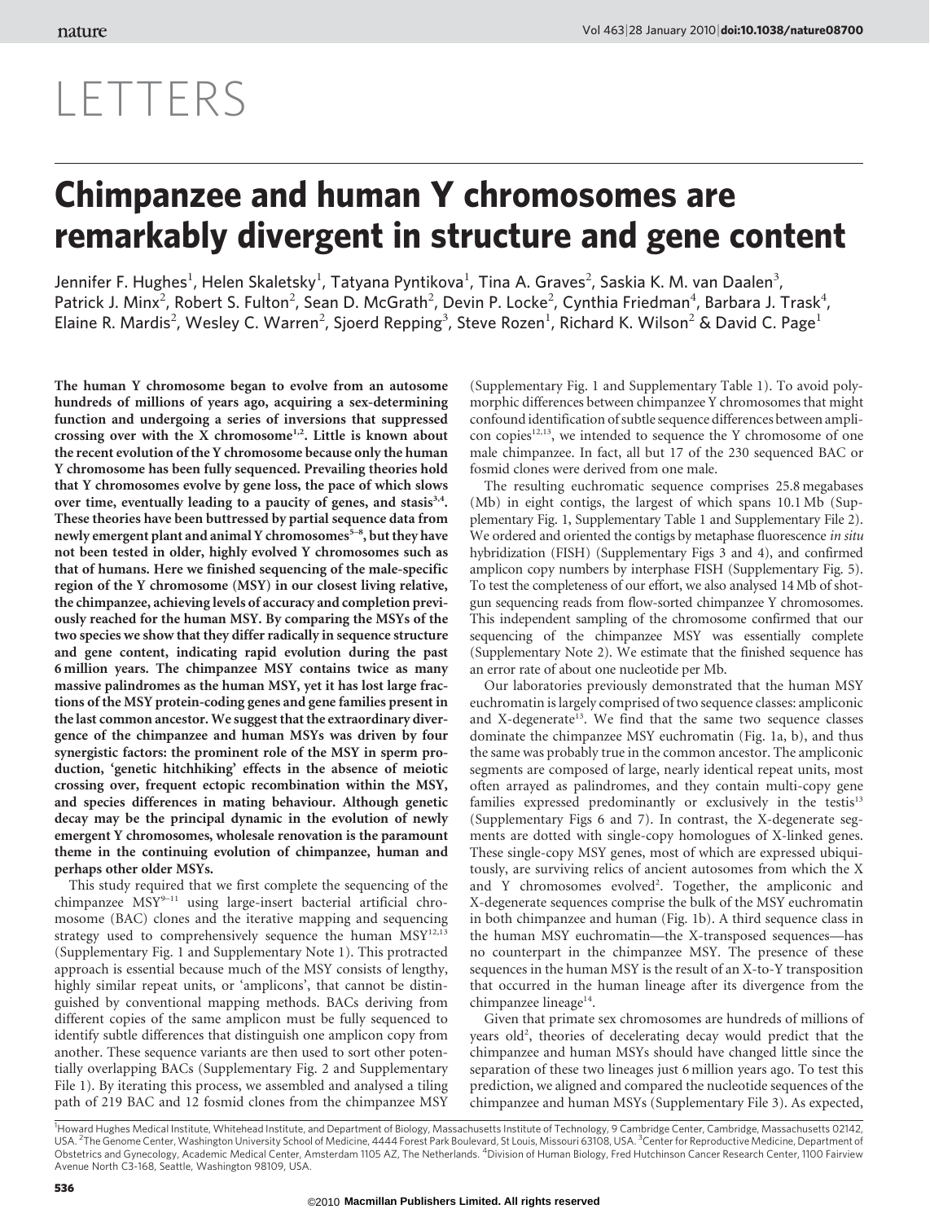# LETTERS

# Chimpanzee and human Y chromosomes are remarkably divergent in structure and gene content

Jennifer F. Hughes[1], Helen Skaletsky[1], Tatyana Pyntikova[1], Tina A. Graves[2], Saskia K. M. van Daalen[3], Patrick J. Minx[2], Robert S. Fulton[2], Sean D. McGrath[2], Devin P. Locke[2], Cynthia Friedman[4], Barbara J. Trask[4], Elaine R. Mardis[2], Wesley C. Warren[2], Sjoerd Repping[3], Steve Rozen[1], Richard K. Wilson[2] & David C. Page[1]

**The human Y chromosome began to evolve from an autosome hundreds of millions of years ago, acquiring a sex-determining function and undergoing a series of inversions that suppressed crossing over with the X chromosome[1,2]. Little is known about the recent evolution of the Y chromosome because only the human Y chromosome has been fully sequenced. Prevailing theories hold that Y chromosomes evolve by gene loss, the pace of which slows over time, eventually leading to a paucity of genes, and stasis[3,4]. These theories have been buttressed by partial sequence data from newly emergent plant and animal Y chromosomes[5–8], but they have not been tested in older, highly evolved Y chromosomes such as that of humans. Here we finished sequencing of the male-specific region of the Y chromosome (MSY) in our closest living relative, the chimpanzee, achieving levels of accuracy and completion previously reached for the human MSY. By comparing the MSYs of the two species we show that they differ radically in sequence structure and gene content, indicating rapid evolution during the past 6 million years. The chimpanzee MSY contains twice as many massive palindromes as the human MSY, yet it has lost large fractions of the MSY protein-coding genes and gene families present in the last common ancestor. We suggest that the extraordinary divergence of the chimpanzee and human MSYs was driven by four synergistic factors: the prominent role of the MSY in sperm production, 'genetic hitchhiking' effects in the absence of meiotic crossing over, frequent ectopic recombination within the MSY, and species differences in mating behaviour. Although genetic decay may be the principal dynamic in the evolution of newly emergent Y chromosomes, wholesale renovation is the paramount theme in the continuing evolution of chimpanzee, human and perhaps other older MSYs.**

This study required that we first complete the sequencing of the chimpanzee MSY[9–11] using large-insert bacterial artificial chromosome (BAC) clones and the iterative mapping and sequencing strategy used to comprehensively sequence the human MSY[12,13] (Supplementary Fig. 1 and Supplementary Note 1). This protracted approach is essential because much of the MSY consists of lengthy, highly similar repeat units, or 'amplicons', that cannot be distinguished by conventional mapping methods. BACs deriving from different copies of the same amplicon must be fully sequenced to identify subtle differences that distinguish one amplicon copy from another. These sequence variants are then used to sort other potentially overlapping BACs (Supplementary Fig. 2 and Supplementary File 1). By iterating this process, we assembled and analysed a tiling path of 219 BAC and 12 fosmid clones from the chimpanzee MSY (Supplementary Fig. 1 and Supplementary Table 1). To avoid polymorphic differences between chimpanzee Y chromosomes that might confound identification of subtle sequence differences between amplicon copies[12,13], we intended to sequence the Y chromosome of one male chimpanzee. In fact, all but 17 of the 230 sequenced BAC or fosmid clones were derived from one male.

The resulting euchromatic sequence comprises 25.8 megabases (Mb) in eight contigs, the largest of which spans 10.1 Mb (Supplementary Fig. 1, Supplementary Table 1 and Supplementary File 2). We ordered and oriented the contigs by metaphase fluorescence *in situ* hybridization (FISH) (Supplementary Figs 3 and 4), and confirmed amplicon copy numbers by interphase FISH (Supplementary Fig. 5). To test the completeness of our effort, we also analysed 14 Mb of shotgun sequencing reads from flow-sorted chimpanzee Y chromosomes. This independent sampling of the chromosome confirmed that our sequencing of the chimpanzee MSY was essentially complete (Supplementary Note 2). We estimate that the finished sequence has an error rate of about one nucleotide per Mb.

Our laboratories previously demonstrated that the human MSY euchromatin is largely comprised of two sequence classes: ampliconic and X-degenerate[13]. We find that the same two sequence classes dominate the chimpanzee MSY euchromatin (Fig. 1a, b), and thus the same was probably true in the common ancestor. The ampliconic segments are composed of large, nearly identical repeat units, most often arrayed as palindromes, and they contain multi-copy gene families expressed predominantly or exclusively in the testis[13] (Supplementary Figs 6 and 7). In contrast, the X-degenerate segments are dotted with single-copy homologues of X-linked genes. These single-copy MSY genes, most of which are expressed ubiquitously, are surviving relics of ancient autosomes from which the X and Y chromosomes evolved[2]. Together, the ampliconic and X-degenerate sequences comprise the bulk of the MSY euchromatin in both chimpanzee and human (Fig. 1b). A third sequence class in the human MSY euchromatin—the X-transposed sequences—has no counterpart in the chimpanzee MSY. The presence of these sequences in the human MSY is the result of an X-to-Y transposition that occurred in the human lineage after its divergence from the chimpanzee lineage[14].

Given that primate sex chromosomes are hundreds of millions of years old[2], theories of decelerating decay would predict that the chimpanzee and human MSYs should have changed little since the separation of these two lineages just 6 million years ago. To test this prediction, we aligned and compared the nucleotide sequences of the chimpanzee and human MSYs (Supplementary File 3). As expected,

[1]Howard Hughes Medical Institute, Whitehead Institute, and Department of Biology, Massachusetts Institute of Technology, 9 Cambridge Center, Cambridge, Massachusetts 02142, USA. [2]The Genome Center, Washington University School of Medicine, 4444 Forest Park Boulevard, St Louis, Missouri 63108, USA. [3]Center for Reproductive Medicine, Department of Obstetrics and Gynecology, Academic Medical Center, Amsterdam 1105 AZ, The Netherlands. [4]Division of Human Biology, Fred Hutchinson Cancer Research Center, 1100 Fairview Avenue North C3-168, Seattle, Washington 98109, USA.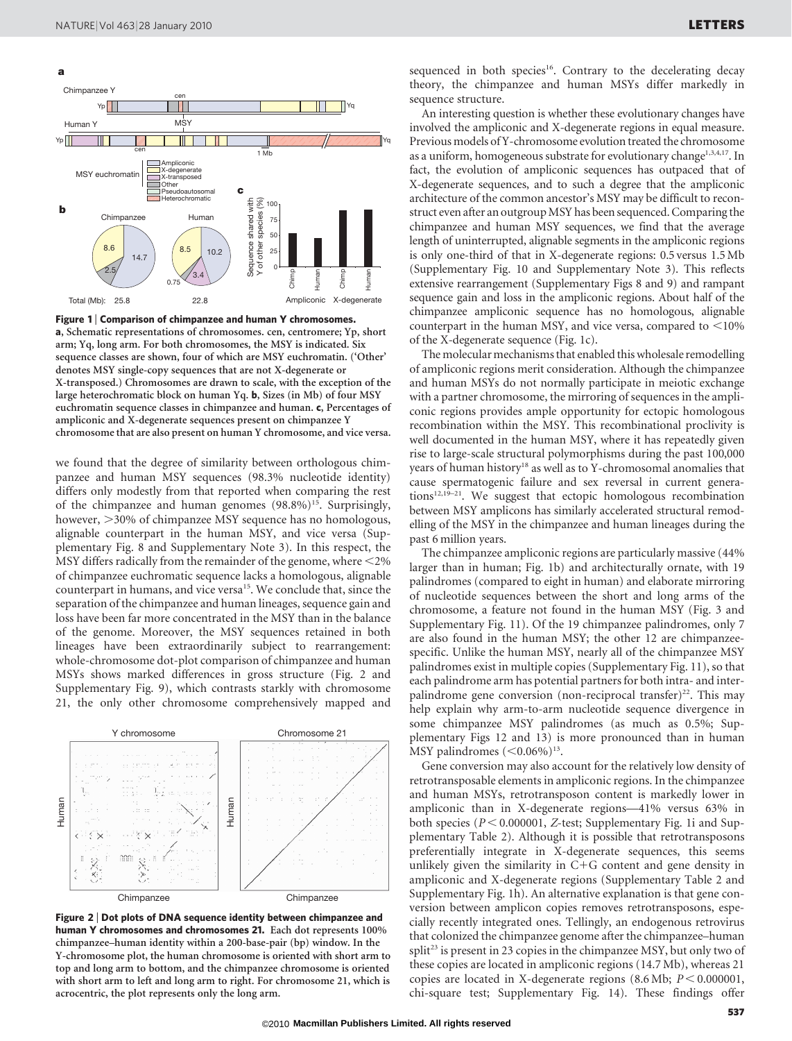**Figure 1 | Comparison of chimpanzee and human Y chromosomes.** **a**, Schematic representations of chromosomes. cen, centromere; Yp, short arm; Yq, long arm. For both chromosomes, the MSY is indicated. Six sequence classes are shown, four of which are MSY euchromatin. ('Other' denotes MSY single-copy sequences that are not X-degenerate or X-transposed.) Chromosomes are drawn to scale, with the exception of the large heterochromatic block on human Yq. **b**, Sizes (in Mb) of four MSY euchromatin sequence classes in chimpanzee and human. **c**, Percentages of ampliconic and X-degenerate sequences present on chimpanzee Y chromosome that are also present on human Y chromosome, and vice versa.

we found that the degree of similarity between orthologous chimpanzee and human MSY sequences (98.3% nucleotide identity) differs only modestly from that reported when comparing the rest of the chimpanzee and human genomes (98.8%)[15]. Surprisingly, however, >30% of chimpanzee MSY sequence has no homologous, alignable counterpart in the human MSY, and vice versa (Supplementary Fig. 8 and Supplementary Note 3). In this respect, the MSY differs radically from the remainder of the genome, where <2% of chimpanzee euchromatic sequence lacks a homologous, alignable counterpart in humans, and vice versa[15]. We conclude that, since the separation of the chimpanzee and human lineages, sequence gain and loss have been far more concentrated in the MSY than in the balance of the genome. Moreover, the MSY sequences retained in both lineages have been extraordinarily subject to rearrangement: whole-chromosome dot-plot comparison of chimpanzee and human MSYs shows marked differences in gross structure (Fig. 2 and Supplementary Fig. 9), which contrasts starkly with chromosome 21, the only other chromosome comprehensively mapped and sequenced in both species[16]. Contrary to the decelerating decay theory, the chimpanzee and human MSYs differ markedly in sequence structure.

**Figure 2 | Dot plots of DNA sequence identity between chimpanzee and human Y chromosomes and chromosomes 21.** Each dot represents 100% chimpanzee–human identity within a 200-base-pair (bp) window. In the Y-chromosome plot, the human chromosome is oriented with short arm to top and long arm to bottom, and the chimpanzee chromosome is oriented with short arm to left and long arm to right. For chromosome 21, which is acrocentric, the plot represents only the long arm.

An interesting question is whether these evolutionary changes have involved the ampliconic and X-degenerate regions in equal measure. Previous models of Y-chromosome evolution treated the chromosome as a uniform, homogeneous substrate for evolutionary change[1,3,4,17]. In fact, the evolution of ampliconic sequences has outpaced that of X-degenerate sequences, and to such a degree that the ampliconic architecture of the common ancestor's MSY may be difficult to reconstruct even after an outgroup MSY has been sequenced. Comparing the chimpanzee and human MSY sequences, we find that the average length of uninterrupted, alignable segments in the ampliconic regions is only one-third of that in X-degenerate regions: 0.5 versus 1.5 Mb (Supplementary Fig. 10 and Supplementary Note 3). This reflects extensive rearrangement (Supplementary Figs 8 and 9) and rampant sequence gain and loss in the ampliconic regions. About half of the chimpanzee ampliconic sequence has no homologous, alignable counterpart in the human MSY, and vice versa, compared to <10% of the X-degenerate sequence (Fig. 1c).

The molecular mechanisms that enabled this wholesale remodelling of ampliconic regions merit consideration. Although the chimpanzee and human MSYs do not normally participate in meiotic exchange with a partner chromosome, the mirroring of sequences in the ampliconic regions provides ample opportunity for ectopic homologous recombination within the MSY. This recombinational proclivity is well documented in the human MSY, where it has repeatedly given rise to large-scale structural polymorphisms during the past 100,000 years of human history[18] as well as to Y-chromosomal anomalies that cause spermatogenic failure and sex reversal in current generations[12,19–21]. We suggest that ectopic homologous recombination between MSY amplicons has similarly accelerated structural remodelling of the MSY in the chimpanzee and human lineages during the past 6 million years.

The chimpanzee ampliconic regions are particularly massive (44% larger than in human; Fig. 1b) and architecturally ornate, with 19 palindromes (compared to eight in human) and elaborate mirroring of nucleotide sequences between the short and long arms of the chromosome, a feature not found in the human MSY (Fig. 3 and Supplementary Fig. 11). Of the 19 chimpanzee palindromes, only 7 are also found in the human MSY; the other 12 are chimpanzee-specific. Unlike the human MSY, nearly all of the chimpanzee MSY palindromes exist in multiple copies (Supplementary Fig. 11), so that each palindrome arm has potential partners for both intra- and inter-palindrome gene conversion (non-reciprocal transfer)[22]. This may help explain why arm-to-arm nucleotide sequence divergence in some chimpanzee MSY palindromes (as much as 0.5%; Supplementary Figs 12 and 13) is more pronounced than in human MSY palindromes (<0.06%)[13].

Gene conversion may also account for the relatively low density of retrotransposable elements in ampliconic regions. In the chimpanzee and human MSYs, retrotransposon content is markedly lower in ampliconic than in X-degenerate regions—41% versus 63% in both species ($P < 0.000001$, $Z$-test; Supplementary Fig. 1i and Supplementary Table 2). Although it is possible that retrotransposons preferentially integrate in X-degenerate sequences, this seems unlikely given the similarity in C+G content and gene density in ampliconic and X-degenerate regions (Supplementary Table 2 and Supplementary Fig. 1h). An alternative explanation is that gene conversion between amplicon copies removes retrotransposons, especially recently integrated ones. Tellingly, an endogenous retrovirus that colonized the chimpanzee genome after the chimpanzee–human split[23] is present in 23 copies in the chimpanzee MSY, but only two of these copies are located in ampliconic regions (14.7 Mb), whereas 21 copies are located in X-degenerate regions (8.6 Mb; $P < 0.000001$, chi-square test; Supplementary Fig. 14). These findings offer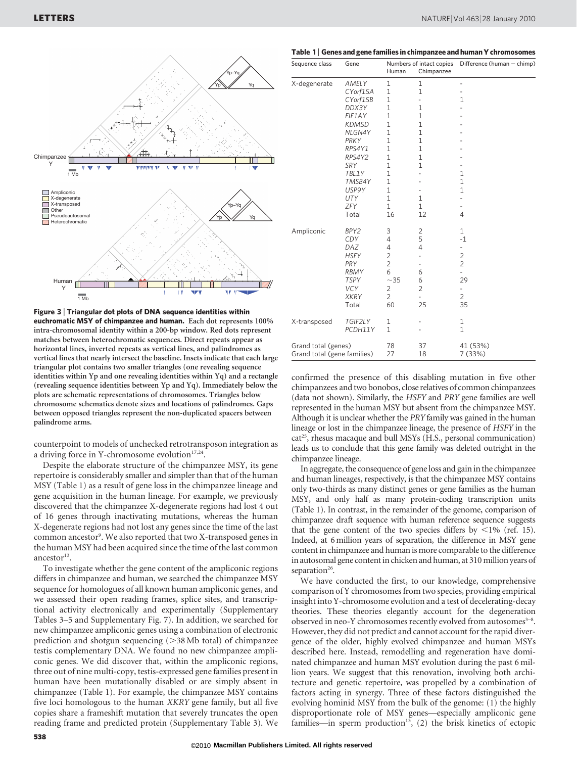**Figure 3 | Triangular dot plots of DNA sequence identities within euchromatic MSY of chimpanzee and human.** Each dot represents 100% intra-chromosomal identity within a 200-bp window. Red dots represent matches between heterochromatic sequences. Direct repeats appear as horizontal lines, inverted repeats as vertical lines, and palindromes as vertical lines that nearly intersect the baseline. Insets indicate that each large triangular plot contains two smaller triangles (one revealing sequence identities within Yp and one revealing identities within Yq) and a rectangle (revealing sequence identities between Yp and Yq). Immediately below the plots are schematic representations of chromosomes. Triangles below chromosome schematics denote sizes and locations of palindromes. Gaps between opposed triangles represent the non-duplicated spacers between palindrome arms.

counterpoint to models of unchecked retrotransposon integration as a driving force in Y-chromosome evolution[17,24].

Despite the elaborate structure of the chimpanzee MSY, its gene repertoire is considerably smaller and simpler than that of the human MSY (Table 1) as a result of gene loss in the chimpanzee lineage and gene acquisition in the human lineage. For example, we previously discovered that the chimpanzee X-degenerate regions had lost 4 out of 16 genes through inactivating mutations, whereas the human X-degenerate regions had not lost any genes since the time of the last common ancestor[9]. We also reported that two X-transposed genes in the human MSY had been acquired since the time of the last common ancestor[13].

To investigate whether the gene content of the ampliconic regions differs in chimpanzee and human, we searched the chimpanzee MSY sequence for homologues of all known human ampliconic genes, and we assessed their open reading frames, splice sites, and transcriptional activity electronically and experimentally (Supplementary Tables 3–5 and Supplementary Fig. 7). In addition, we searched for new chimpanzee ampliconic genes using a combination of electronic prediction and shotgun sequencing (>38 Mb total) of chimpanzee testis complementary DNA. We found no new chimpanzee ampliconic genes. We did discover that, within the ampliconic regions, three out of nine multi-copy, testis-expressed gene families present in human have been mutationally disabled or are simply absent in chimpanzee (Table 1). For example, the chimpanzee MSY contains five loci homologous to the human *XKRY* gene family, but all five copies share a frameshift mutation that severely truncates the open reading frame and predicted protein (Supplementary Table 3). We confirmed the presence of this disabling mutation in five other chimpanzees and two bonobos, close relatives of common chimpanzees (data not shown). Similarly, the *HSFY* and *PRY* gene families are well represented in the human MSY but absent from the chimpanzee MSY. Although it is unclear whether the *PRY* family was gained in the human lineage or lost in the chimpanzee lineage, the presence of *HSFY* in the cat[25], rhesus macaque and bull MSYs (H.S., personal communication) leads us to conclude that this gene family was deleted outright in the chimpanzee lineage.

**Table 1 | Genes and gene families in chimpanzee and human Y chromosomes**

| Sequence class | Gene | Numbers of intact copies | | Difference (human − chimp) |
|---|---|---|---|---|
| | | Human | Chimpanzee | |
| X-degenerate | *AMELY* | 1 | 1 | - |
| | *CYorf15A* | 1 | 1 | - |
| | *CYorf15B* | 1 | - | 1 |
| | *DDX3Y* | 1 | 1 | - |
| | *EIF1AY* | 1 | 1 | - |
| | *KDM5D* | 1 | 1 | - |
| | *NLGN4Y* | 1 | 1 | - |
| | *PRKY* | 1 | 1 | - |
| | *RPS4Y1* | 1 | 1 | - |
| | *RPS4Y2* | 1 | 1 | - |
| | *SRY* | 1 | 1 | - |
| | *TBL1Y* | 1 | - | 1 |
| | *TMSB4Y* | 1 | - | 1 |
| | *USP9Y* | 1 | - | 1 |
| | *UTY* | 1 | 1 | - |
| | *ZFY* | 1 | 1 | - |
| | Total | 16 | 12 | 4 |
| Ampliconic | *BPY2* | 3 | 2 | 1 |
| | *CDY* | 4 | 5 | -1 |
| | *DAZ* | 4 | 4 | - |
| | *HSFY* | 2 | - | 2 |
| | *PRY* | 2 | - | 2 |
| | *RBMY* | 6 | 6 | - |
| | *TSPY* | ~35 | 6 | 29 |
| | *VCY* | 2 | 2 | - |
| | *XKRY* | 2 | - | 2 |
| | Total | 60 | 25 | 35 |
| X-transposed | *TGIF2LY* | 1 | - | 1 |
| | *PCDH11Y* | 1 | - | 1 |
| Grand total (genes) | | 78 | 37 | 41 (53%) |
| Grand total (gene families) | | 27 | 18 | 7 (33%) |

In aggregate, the consequence of gene loss and gain in the chimpanzee and human lineages, respectively, is that the chimpanzee MSY contains only two-thirds as many distinct genes or gene families as the human MSY, and only half as many protein-coding transcription units (Table 1). In contrast, in the remainder of the genome, comparison of chimpanzee draft sequence with human reference sequence suggests that the gene content of the two species differs by <1% (ref. 15). Indeed, at 6 million years of separation, the difference in MSY gene content in chimpanzee and human is more comparable to the difference in autosomal gene content in chicken and human, at 310 million years of separation[26].

We have conducted the first, to our knowledge, comprehensive comparison of Y chromosomes from two species, providing empirical insight into Y-chromosome evolution and a test of decelerating-decay theories. These theories elegantly account for the degeneration observed in neo-Y chromosomes recently evolved from autosomes[3–8]. However, they did not predict and cannot account for the rapid divergence of the older, highly evolved chimpanzee and human MSYs described here. Instead, remodelling and regeneration have dominated chimpanzee and human MSY evolution during the past 6 million years. We suggest that this renovation, involving both architecture and genetic repertoire, was propelled by a combination of factors acting in synergy. Three of these factors distinguished the evolving hominid MSY from the bulk of the genome: (1) the highly disproportionate role of MSY genes—especially ampliconic gene families—in sperm production[13], (2) the brisk kinetics of ectopic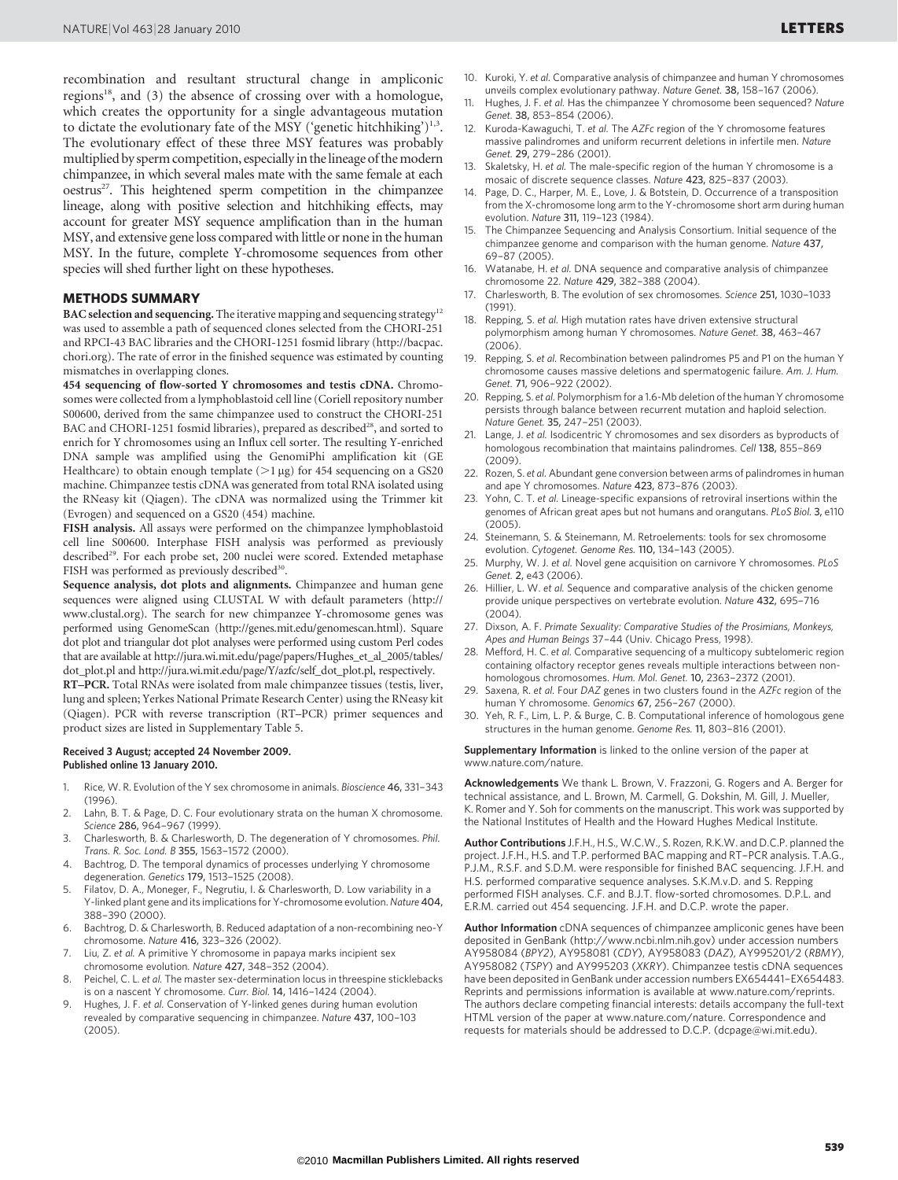recombination and resultant structural change in ampliconic regions[18], and (3) the absence of crossing over with a homologue, which creates the opportunity for a single advantageous mutation to dictate the evolutionary fate of the MSY ('genetic hitchhiking')[1,3]. The evolutionary effect of these three MSY features was probably multiplied by sperm competition, especially in the lineage of the modern chimpanzee, in which several males mate with the same female at each oestrus[27]. This heightened sperm competition in the chimpanzee lineage, along with positive selection and hitchhiking effects, may account for greater MSY sequence amplification than in the human MSY, and extensive gene loss compared with little or none in the human MSY. In the future, complete Y-chromosome sequences from other species will shed further light on these hypotheses.

## METHODS SUMMARY

**BAC selection and sequencing.** The iterative mapping and sequencing strategy[12] was used to assemble a path of sequenced clones selected from the CHORI-251 and RPCI-43 BAC libraries and the CHORI-1251 fosmid library (http://bacpac.chori.org). The rate of error in the finished sequence was estimated by counting mismatches in overlapping clones.

**454 sequencing of flow-sorted Y chromosomes and testis cDNA.** Chromosomes were collected from a lymphoblastoid cell line (Coriell repository number S00600, derived from the same chimpanzee used to construct the CHORI-251 BAC and CHORI-1251 fosmid libraries), prepared as described[28], and sorted to enrich for Y chromosomes using an Influx cell sorter. The resulting Y-enriched DNA sample was amplified using the GenomiPhi amplification kit (GE Healthcare) to obtain enough template (>1 μg) for 454 sequencing on a GS20 machine. Chimpanzee testis cDNA was generated from total RNA isolated using the RNeasy kit (Qiagen). The cDNA was normalized using the Trimmer kit (Evrogen) and sequenced on a GS20 (454) machine.

**FISH analysis.** All assays were performed on the chimpanzee lymphoblastoid cell line S00600. Interphase FISH analysis was performed as previously described[29]. For each probe set, 200 nuclei were scored. Extended metaphase FISH was performed as previously described[30].

**Sequence analysis, dot plots and alignments.** Chimpanzee and human gene sequences were aligned using CLUSTAL W with default parameters (http://www.clustal.org). The search for new chimpanzee Y-chromosome genes was performed using GenomeScan (http://genes.mit.edu/genomescan.html). Square dot plot and triangular dot plot analyses were performed using custom Perl codes that are available at http://jura.wi.mit.edu/page/papers/Hughes_et_al_2005/tables/dot_plot.pl and http://jura.wi.mit.edu/page/Y/azfc/self_dot_plot.pl, respectively.

**RT–PCR.** Total RNAs were isolated from male chimpanzee tissues (testis, liver, lung and spleen; Yerkes National Primate Research Center) using the RNeasy kit (Qiagen). PCR with reverse transcription (RT–PCR) primer sequences and product sizes are listed in Supplementary Table 5.

**Received 3 August; accepted 24 November 2009.**
**Published online 13 January 2010.**

1. Rice, W. R. Evolution of the Y sex chromosome in animals. *Bioscience* **46**, 331–343 (1996).
2. Lahn, B. T. & Page, D. C. Four evolutionary strata on the human X chromosome. *Science* **286**, 964–967 (1999).
3. Charlesworth, B. & Charlesworth, D. The degeneration of Y chromosomes. *Phil. Trans. R. Soc. Lond. B* **355**, 1563–1572 (2000).
4. Bachtrog, D. The temporal dynamics of processes underlying Y chromosome degeneration. *Genetics* **179**, 1513–1525 (2008).
5. Filatov, D. A., Moneger, F., Negrutiu, I. & Charlesworth, D. Low variability in a Y-linked plant gene and its implications for Y-chromosome evolution. *Nature* **404**, 388–390 (2000).
6. Bachtrog, D. & Charlesworth, B. Reduced adaptation of a non-recombining neo-Y chromosome. *Nature* **416**, 323–326 (2002).
7. Liu, Z. *et al.* A primitive Y chromosome in papaya marks incipient sex chromosome evolution. *Nature* **427**, 348–352 (2004).
8. Peichel, C. L. *et al.* The master sex-determination locus in threespine sticklebacks is on a nascent Y chromosome. *Curr. Biol.* **14**, 1416–1424 (2004).
9. Hughes, J. F. *et al.* Conservation of Y-linked genes during human evolution revealed by comparative sequencing in chimpanzee. *Nature* **437**, 100–103 (2005).
10. Kuroki, Y. *et al.* Comparative analysis of chimpanzee and human Y chromosomes unveils complex evolutionary pathway. *Nature Genet.* **38**, 158–167 (2006).
11. Hughes, J. F. *et al.* Has the chimpanzee Y chromosome been sequenced? *Nature Genet.* **38**, 853–854 (2006).
12. Kuroda-Kawaguchi, T. *et al.* The *AZFc* region of the Y chromosome features massive palindromes and uniform recurrent deletions in infertile men. *Nature Genet.* **29**, 279–286 (2001).
13. Skaletsky, H. *et al.* The male-specific region of the human Y chromosome is a mosaic of discrete sequence classes. *Nature* **423**, 825–837 (2003).
14. Page, D. C., Harper, M. E., Love, J. & Botstein, D. Occurrence of a transposition from the X-chromosome long arm to the Y-chromosome short arm during human evolution. *Nature* **311**, 119–123 (1984).
15. The Chimpanzee Sequencing and Analysis Consortium. Initial sequence of the chimpanzee genome and comparison with the human genome. *Nature* **437**, 69–87 (2005).
16. Watanabe, H. *et al.* DNA sequence and comparative analysis of chimpanzee chromosome 22. *Nature* **429**, 382–388 (2004).
17. Charlesworth, B. The evolution of sex chromosomes. *Science* **251**, 1030–1033 (1991).
18. Repping, S. *et al.* High mutation rates have driven extensive structural polymorphism among human Y chromosomes. *Nature Genet.* **38**, 463–467 (2006).
19. Repping, S. *et al.* Recombination between palindromes P5 and P1 on the human Y chromosome causes massive deletions and spermatogenic failure. *Am. J. Hum. Genet.* **71**, 906–922 (2002).
20. Repping, S. *et al.* Polymorphism for a 1.6-Mb deletion of the human Y chromosome persists through balance between recurrent mutation and haploid selection. *Nature Genet.* **35**, 247–251 (2003).
21. Lange, J. *et al.* Isodicentric Y chromosomes and sex disorders as byproducts of homologous recombination that maintains palindromes. *Cell* **138**, 855–869 (2009).
22. Rozen, S. *et al.* Abundant gene conversion between arms of palindromes in human and ape Y chromosomes. *Nature* **423**, 873–876 (2003).
23. Yohn, C. T. *et al.* Lineage-specific expansions of retroviral insertions within the genomes of African great apes but not humans and orangutans. *PLoS Biol.* **3**, e110 (2005).
24. Steinemann, S. & Steinemann, M. Retroelements: tools for sex chromosome evolution. *Cytogenet. Genome Res.* **110**, 134–143 (2005).
25. Murphy, W. J. *et al.* Novel gene acquisition on carnivore Y chromosomes. *PLoS Genet.* **2**, e43 (2006).
26. Hillier, L. W. *et al.* Sequence and comparative analysis of the chicken genome provide unique perspectives on vertebrate evolution. *Nature* **432**, 695–716 (2004).
27. Dixson, A. F. *Primate Sexuality: Comparative Studies of the Prosimians, Monkeys, Apes and Human Beings* 37–44 (Univ. Chicago Press, 1998).
28. Mefford, H. C. *et al.* Comparative sequencing of a multicopy subtelomeric region containing olfactory receptor genes reveals multiple interactions between non-homologous chromosomes. *Hum. Mol. Genet.* **10**, 2363–2372 (2001).
29. Saxena, R. *et al.* Four *DAZ* genes in two clusters found in the *AZFc* region of the human Y chromosome. *Genomics* **67**, 256–267 (2000).
30. Yeh, R. F., Lim, L. P. & Burge, C. B. Computational inference of homologous gene structures in the human genome. *Genome Res.* **11**, 803–816 (2001).

**Supplementary Information** is linked to the online version of the paper at www.nature.com/nature.

**Acknowledgements** We thank L. Brown, V. Frazzoni, G. Rogers and A. Berger for technical assistance, and L. Brown, M. Carmell, G. Dokshin, M. Gill, J. Mueller, K. Romer and Y. Soh for comments on the manuscript. This work was supported by the National Institutes of Health and the Howard Hughes Medical Institute.

**Author Contributions** J.F.H., H.S., W.C.W., S. Rozen, R.K.W. and D.C.P. planned the project. J.F.H., H.S. and T.P. performed BAC mapping and RT–PCR analysis. T.A.G., P.J.M., R.S.F. and S.D.M. were responsible for finished BAC sequencing. J.F.H. and H.S. performed comparative sequence analyses. S.K.M.v.D. and S. Repping performed FISH analyses. C.F. and B.J.T. flow-sorted chromosomes. D.P.L. and E.R.M. carried out 454 sequencing. J.F.H. and D.C.P. wrote the paper.

**Author Information** cDNA sequences of chimpanzee ampliconic genes have been deposited in GenBank (http://www.ncbi.nlm.nih.gov) under accession numbers AY958084 (*BPY2*), AY958081 (*CDY*), AY958083 (*DAZ*), AY995201/2 (*RBMY*), AY958082 (*TSPY*) and AY995203 (*XKRY*). Chimpanzee testis cDNA sequences have been deposited in GenBank under accession numbers EX654441–EX654483. Reprints and permissions information is available at www.nature.com/reprints. The authors declare competing financial interests: details accompany the full-text HTML version of the paper at www.nature.com/nature. Correspondence and requests for materials should be addressed to D.C.P. (dcpage@wi.mit.edu).